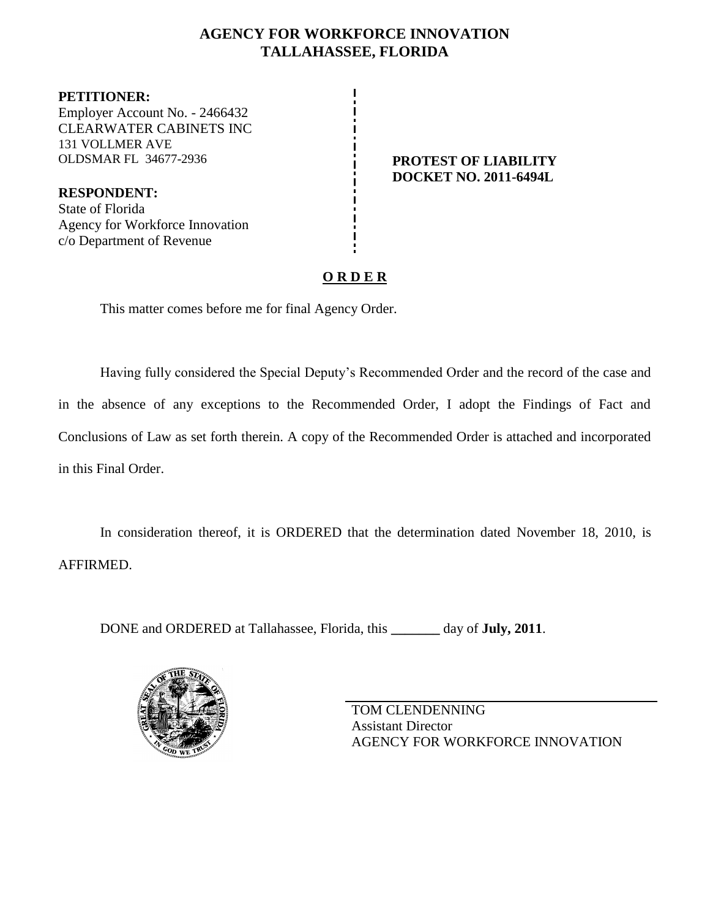# AGENCY FOR WORKFORCE INNOVATION
## TALLAHASSEE, FLORIDA

**PETITIONER:**
Employer Account No. - 2466432
CLEARWATER CABINETS INC
131 VOLLMER AVE
OLDSMAR FL 34677-2936

**RESPONDENT:**
State of Florida
Agency for Workforce Innovation
c/o Department of Revenue

**PROTEST OF LIABILITY**
**DOCKET NO. 2011-6494L**

**O R D E R**

This matter comes before me for final Agency Order.

Having fully considered the Special Deputy's Recommended Order and the record of the case and in the absence of any exceptions to the Recommended Order, I adopt the Findings of Fact and Conclusions of Law as set forth therein. A copy of the Recommended Order is attached and incorporated in this Final Order.

In consideration thereof, it is ORDERED that the determination dated November 18, 2010, is AFFIRMED.

DONE and ORDERED at Tallahassee, Florida, this _______ day of **July, 2011**.

TOM CLENDENNING
Assistant Director
AGENCY FOR WORKFORCE INNOVATION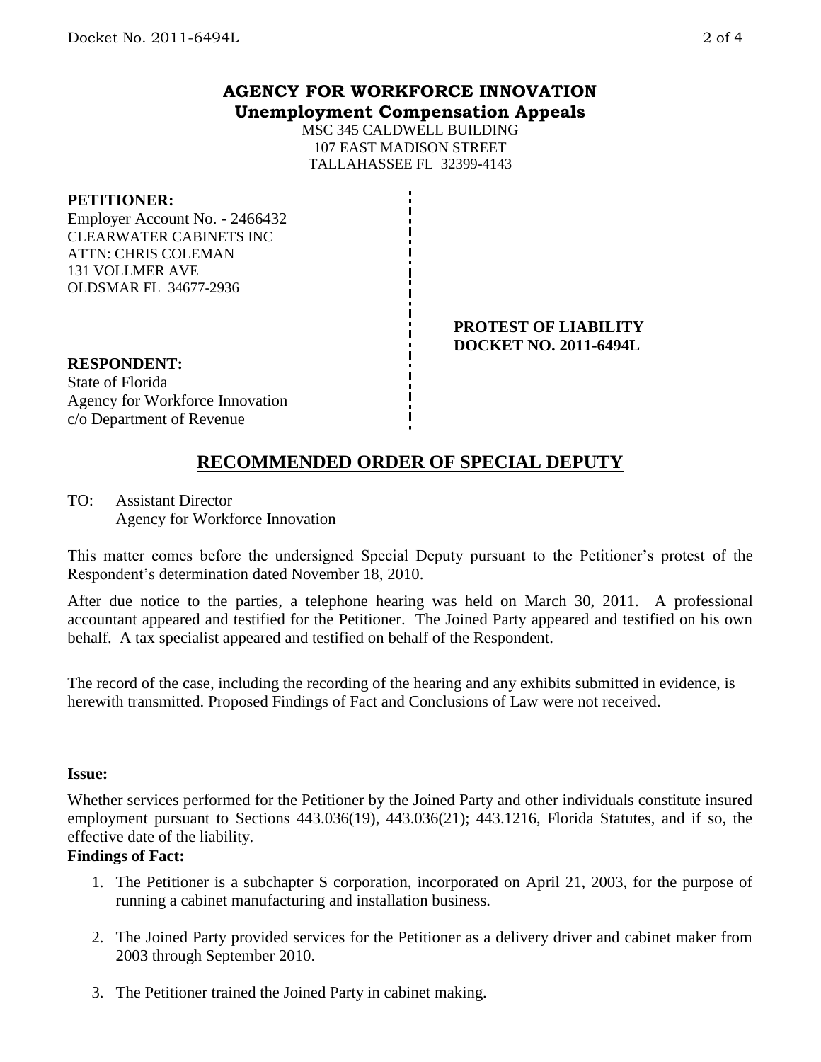**AGENCY FOR WORKFORCE INNOVATION**
**Unemployment Compensation Appeals**

MSC 345 CALDWELL BUILDING
107 EAST MADISON STREET
TALLAHASSEE FL 32399-4143

**PETITIONER:**
Employer Account No. - 2466432
CLEARWATER CABINETS INC
ATTN: CHRIS COLEMAN
131 VOLLMER AVE
OLDSMAR FL 34677-2936

**PROTEST OF LIABILITY**
**DOCKET NO. 2011-6494L**

**RESPONDENT:**
State of Florida
Agency for Workforce Innovation
c/o Department of Revenue

## RECOMMENDED ORDER OF SPECIAL DEPUTY

TO: Assistant Director
Agency for Workforce Innovation

This matter comes before the undersigned Special Deputy pursuant to the Petitioner's protest of the Respondent's determination dated November 18, 2010.

After due notice to the parties, a telephone hearing was held on March 30, 2011. A professional accountant appeared and testified for the Petitioner. The Joined Party appeared and testified on his own behalf. A tax specialist appeared and testified on behalf of the Respondent.

The record of the case, including the recording of the hearing and any exhibits submitted in evidence, is herewith transmitted. Proposed Findings of Fact and Conclusions of Law were not received.

**Issue:**

Whether services performed for the Petitioner by the Joined Party and other individuals constitute insured employment pursuant to Sections 443.036(19), 443.036(21); 443.1216, Florida Statutes, and if so, the effective date of the liability.

**Findings of Fact:**

1. The Petitioner is a subchapter S corporation, incorporated on April 21, 2003, for the purpose of running a cabinet manufacturing and installation business.
2. The Joined Party provided services for the Petitioner as a delivery driver and cabinet maker from 2003 through September 2010.
3. The Petitioner trained the Joined Party in cabinet making.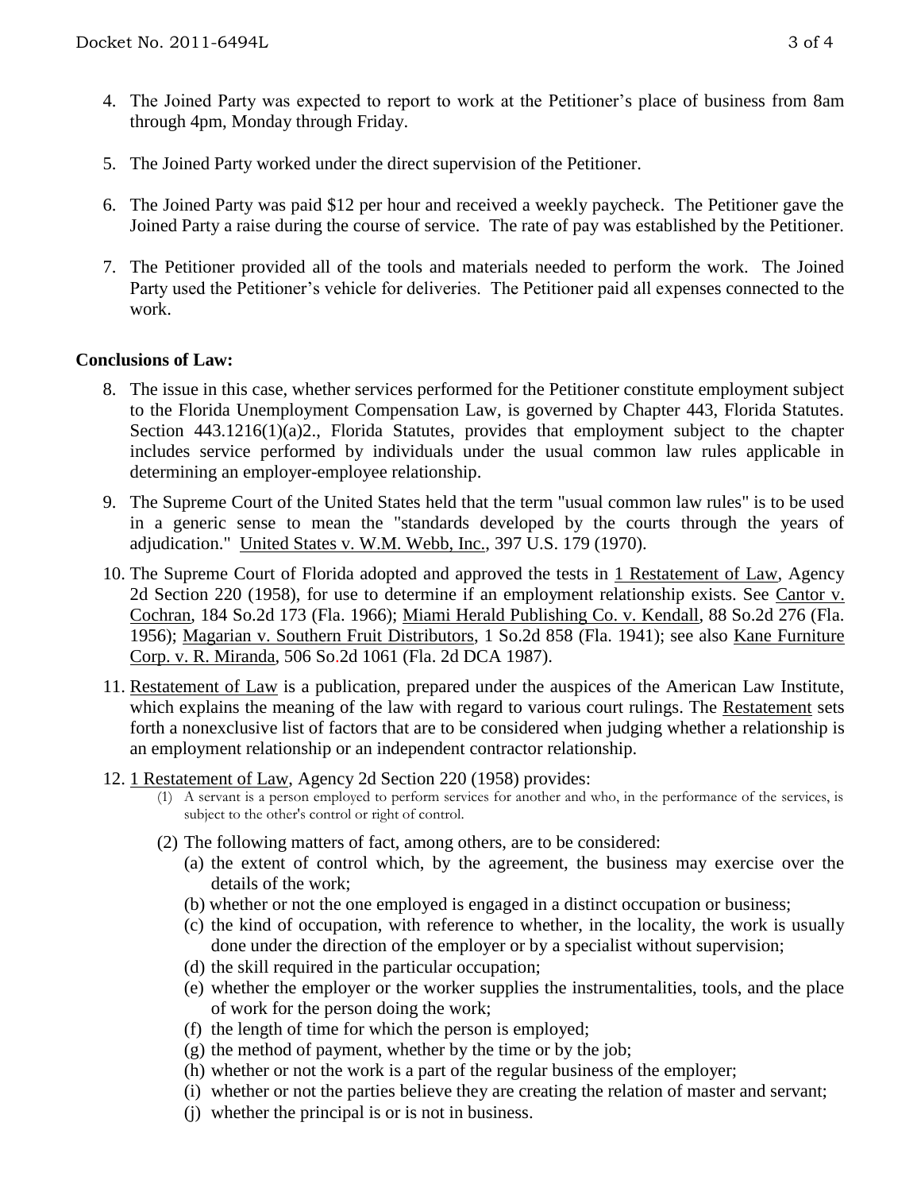4. The Joined Party was expected to report to work at the Petitioner's place of business from 8am through 4pm, Monday through Friday.

5. The Joined Party worked under the direct supervision of the Petitioner.

6. The Joined Party was paid $12 per hour and received a weekly paycheck. The Petitioner gave the Joined Party a raise during the course of service. The rate of pay was established by the Petitioner.

7. The Petitioner provided all of the tools and materials needed to perform the work. The Joined Party used the Petitioner's vehicle for deliveries. The Petitioner paid all expenses connected to the work.

**Conclusions of Law:**

8. The issue in this case, whether services performed for the Petitioner constitute employment subject to the Florida Unemployment Compensation Law, is governed by Chapter 443, Florida Statutes. Section 443.1216(1)(a)2., Florida Statutes, provides that employment subject to the chapter includes service performed by individuals under the usual common law rules applicable in determining an employer-employee relationship.

9. The Supreme Court of the United States held that the term "usual common law rules" is to be used in a generic sense to mean the "standards developed by the courts through the years of adjudication." United States v. W.M. Webb, Inc., 397 U.S. 179 (1970).

10. The Supreme Court of Florida adopted and approved the tests in 1 Restatement of Law, Agency 2d Section 220 (1958), for use to determine if an employment relationship exists. See Cantor v. Cochran, 184 So.2d 173 (Fla. 1966); Miami Herald Publishing Co. v. Kendall, 88 So.2d 276 (Fla. 1956); Magarian v. Southern Fruit Distributors, 1 So.2d 858 (Fla. 1941); see also Kane Furniture Corp. v. R. Miranda, 506 So.2d 1061 (Fla. 2d DCA 1987).

11. Restatement of Law is a publication, prepared under the auspices of the American Law Institute, which explains the meaning of the law with regard to various court rulings. The Restatement sets forth a nonexclusive list of factors that are to be considered when judging whether a relationship is an employment relationship or an independent contractor relationship.

12. 1 Restatement of Law, Agency 2d Section 220 (1958) provides:
    (1) A servant is a person employed to perform services for another and who, in the performance of the services, is subject to the other's control or right of control.
    (2) The following matters of fact, among others, are to be considered:
        (a) the extent of control which, by the agreement, the business may exercise over the details of the work;
        (b) whether or not the one employed is engaged in a distinct occupation or business;
        (c) the kind of occupation, with reference to whether, in the locality, the work is usually done under the direction of the employer or by a specialist without supervision;
        (d) the skill required in the particular occupation;
        (e) whether the employer or the worker supplies the instrumentalities, tools, and the place of work for the person doing the work;
        (f) the length of time for which the person is employed;
        (g) the method of payment, whether by the time or by the job;
        (h) whether or not the work is a part of the regular business of the employer;
        (i) whether or not the parties believe they are creating the relation of master and servant;
        (j) whether the principal is or is not in business.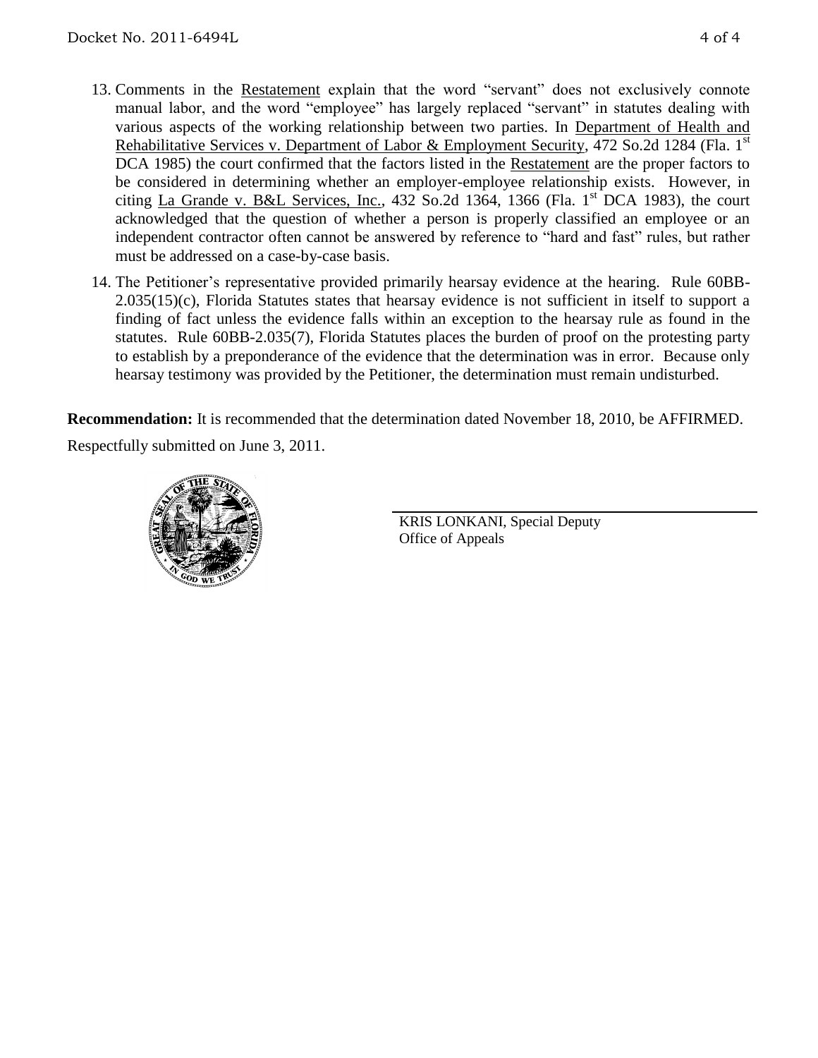13. Comments in the Restatement explain that the word "servant" does not exclusively connote manual labor, and the word "employee" has largely replaced "servant" in statutes dealing with various aspects of the working relationship between two parties. In Department of Health and Rehabilitative Services v. Department of Labor & Employment Security, 472 So.2d 1284 (Fla. 1st DCA 1985) the court confirmed that the factors listed in the Restatement are the proper factors to be considered in determining whether an employer-employee relationship exists. However, in citing La Grande v. B&L Services, Inc., 432 So.2d 1364, 1366 (Fla. 1st DCA 1983), the court acknowledged that the question of whether a person is properly classified an employee or an independent contractor often cannot be answered by reference to "hard and fast" rules, but rather must be addressed on a case-by-case basis.

14. The Petitioner's representative provided primarily hearsay evidence at the hearing. Rule 60BB-2.035(15)(c), Florida Statutes states that hearsay evidence is not sufficient in itself to support a finding of fact unless the evidence falls within an exception to the hearsay rule as found in the statutes. Rule 60BB-2.035(7), Florida Statutes places the burden of proof on the protesting party to establish by a preponderance of the evidence that the determination was in error. Because only hearsay testimony was provided by the Petitioner, the determination must remain undisturbed.

**Recommendation:** It is recommended that the determination dated November 18, 2010, be AFFIRMED.

Respectfully submitted on June 3, 2011.

KRIS LONKANI, Special Deputy
Office of Appeals